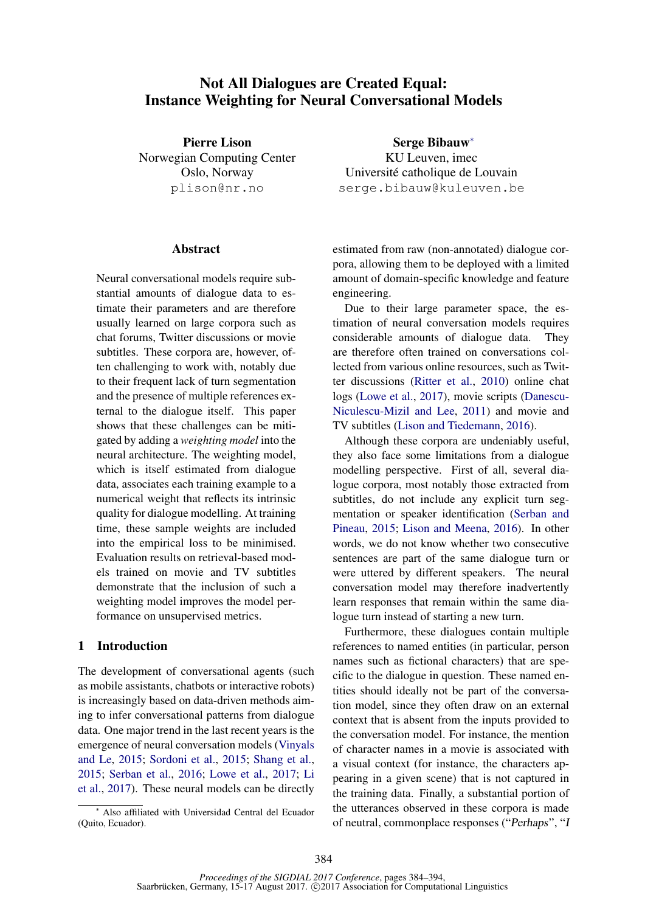# Not All Dialogues are Created Equal: Instance Weighting for Neural Conversational Models

**Pierre Lison**
Norwegian Computing Center
Oslo, Norway
plison@nr.no

**Serge Bibauw***
KU Leuven, imec
Université catholique de Louvain
serge.bibauw@kuleuven.be

## Abstract

Neural conversational models require substantial amounts of dialogue data to estimate their parameters and are therefore usually learned on large corpora such as chat forums, Twitter discussions or movie subtitles. These corpora are, however, often challenging to work with, notably due to their frequent lack of turn segmentation and the presence of multiple references external to the dialogue itself. This paper shows that these challenges can be mitigated by adding a *weighting model* into the neural architecture. The weighting model, which is itself estimated from dialogue data, associates each training example to a numerical weight that reflects its intrinsic quality for dialogue modelling. At training time, these sample weights are included into the empirical loss to be minimised. Evaluation results on retrieval-based models trained on movie and TV subtitles demonstrate that the inclusion of such a weighting model improves the model performance on unsupervised metrics.

## 1 Introduction

The development of conversational agents (such as mobile assistants, chatbots or interactive robots) is increasingly based on data-driven methods aiming to infer conversational patterns from dialogue data. One major trend in the last recent years is the emergence of neural conversation models (Vinyals and Le, 2015; Sordoni et al., 2015; Shang et al., 2015; Serban et al., 2016; Lowe et al., 2017; Li et al., 2017). These neural models can be directly estimated from raw (non-annotated) dialogue corpora, allowing them to be deployed with a limited amount of domain-specific knowledge and feature engineering.

Due to their large parameter space, the estimation of neural conversation models requires considerable amounts of dialogue data. They are therefore often trained on conversations collected from various online resources, such as Twitter discussions (Ritter et al., 2010) online chat logs (Lowe et al., 2017), movie scripts (Danescu-Niculescu-Mizil and Lee, 2011) and movie and TV subtitles (Lison and Tiedemann, 2016).

Although these corpora are undeniably useful, they also face some limitations from a dialogue modelling perspective. First of all, several dialogue corpora, most notably those extracted from subtitles, do not include any explicit turn segmentation or speaker identification (Serban and Pineau, 2015; Lison and Meena, 2016). In other words, we do not know whether two consecutive sentences are part of the same dialogue turn or were uttered by different speakers. The neural conversation model may therefore inadvertently learn responses that remain within the same dialogue turn instead of starting a new turn.

Furthermore, these dialogues contain multiple references to named entities (in particular, person names such as fictional characters) that are specific to the dialogue in question. These named entities should ideally not be part of the conversation model, since they often draw on an external context that is absent from the inputs provided to the conversation model. For instance, the mention of character names in a movie is associated with a visual context (for instance, the characters appearing in a given scene) that is not captured in the training data. Finally, a substantial portion of the utterances observed in these corpora is made of neutral, commonplace responses ("*Perhaps*", "*I*

* Also affiliated with Universidad Central del Ecuador (Quito, Ecuador).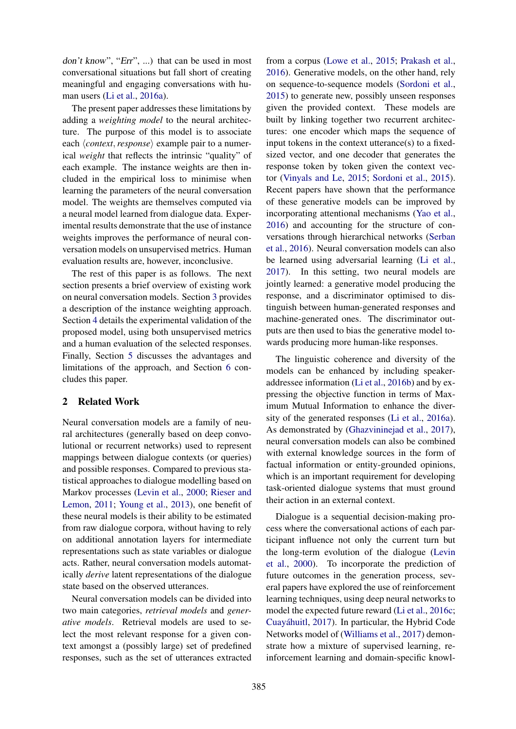*don't know*", "*Err*", ...) that can be used in most conversational situations but fall short of creating meaningful and engaging conversations with human users (Li et al., 2016a).

The present paper addresses these limitations by adding a *weighting model* to the neural architecture. The purpose of this model is to associate each ⟨*context*, *response*⟩ example pair to a numerical *weight* that reflects the intrinsic "quality" of each example. The instance weights are then included in the empirical loss to minimise when learning the parameters of the neural conversation model. The weights are themselves computed via a neural model learned from dialogue data. Experimental results demonstrate that the use of instance weights improves the performance of neural conversation models on unsupervised metrics. Human evaluation results are, however, inconclusive.

The rest of this paper is as follows. The next section presents a brief overview of existing work on neural conversation models. Section 3 provides a description of the instance weighting approach. Section 4 details the experimental validation of the proposed model, using both unsupervised metrics and a human evaluation of the selected responses. Finally, Section 5 discusses the advantages and limitations of the approach, and Section 6 concludes this paper.

## 2 Related Work

Neural conversation models are a family of neural architectures (generally based on deep convolutional or recurrent networks) used to represent mappings between dialogue contexts (or queries) and possible responses. Compared to previous statistical approaches to dialogue modelling based on Markov processes (Levin et al., 2000; Rieser and Lemon, 2011; Young et al., 2013), one benefit of these neural models is their ability to be estimated from raw dialogue corpora, without having to rely on additional annotation layers for intermediate representations such as state variables or dialogue acts. Rather, neural conversation models automatically *derive* latent representations of the dialogue state based on the observed utterances.

Neural conversation models can be divided into two main categories, *retrieval models* and *generative models*. Retrieval models are used to select the most relevant response for a given context amongst a (possibly large) set of predefined responses, such as the set of utterances extracted from a corpus (Lowe et al., 2015; Prakash et al., 2016). Generative models, on the other hand, rely on sequence-to-sequence models (Sordoni et al., 2015) to generate new, possibly unseen responses given the provided context. These models are built by linking together two recurrent architectures: one encoder which maps the sequence of input tokens in the context utterance(s) to a fixed-sized vector, and one decoder that generates the response token by token given the context vector (Vinyals and Le, 2015; Sordoni et al., 2015). Recent papers have shown that the performance of these generative models can be improved by incorporating attentional mechanisms (Yao et al., 2016) and accounting for the structure of conversations through hierarchical networks (Serban et al., 2016). Neural conversation models can also be learned using adversarial learning (Li et al., 2017). In this setting, two neural models are jointly learned: a generative model producing the response, and a discriminator optimised to distinguish between human-generated responses and machine-generated ones. The discriminator outputs are then used to bias the generative model towards producing more human-like responses.

The linguistic coherence and diversity of the models can be enhanced by including speaker-addressee information (Li et al., 2016b) and by expressing the objective function in terms of Maximum Mutual Information to enhance the diversity of the generated responses (Li et al., 2016a). As demonstrated by (Ghazvininejad et al., 2017), neural conversation models can also be combined with external knowledge sources in the form of factual information or entity-grounded opinions, which is an important requirement for developing task-oriented dialogue systems that must ground their action in an external context.

Dialogue is a sequential decision-making process where the conversational actions of each participant influence not only the current turn but the long-term evolution of the dialogue (Levin et al., 2000). To incorporate the prediction of future outcomes in the generation process, several papers have explored the use of reinforcement learning techniques, using deep neural networks to model the expected future reward (Li et al., 2016c; Cuayáhuitl, 2017). In particular, the Hybrid Code Networks model of (Williams et al., 2017) demonstrate how a mixture of supervised learning, reinforcement learning and domain-specific knowl-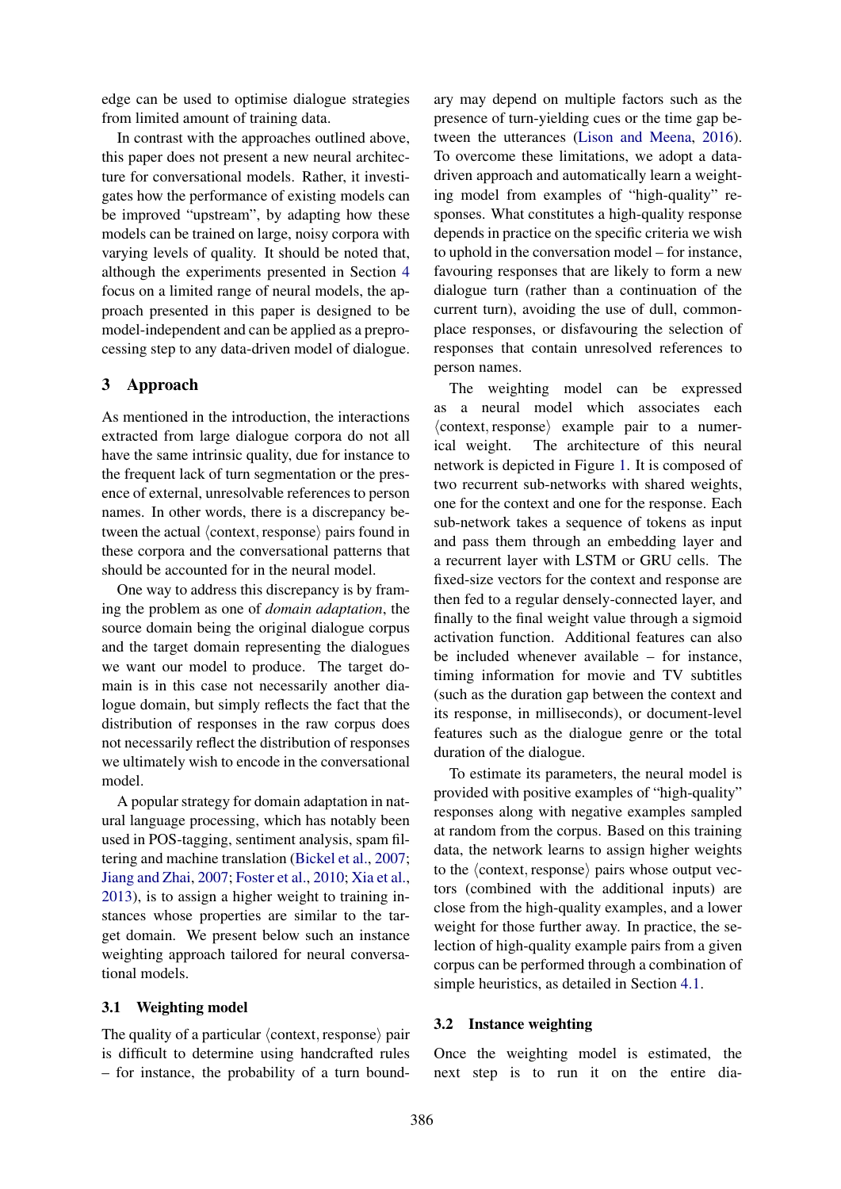edge can be used to optimise dialogue strategies from limited amount of training data.

In contrast with the approaches outlined above, this paper does not present a new neural architecture for conversational models. Rather, it investigates how the performance of existing models can be improved "upstream", by adapting how these models can be trained on large, noisy corpora with varying levels of quality. It should be noted that, although the experiments presented in Section 4 focus on a limited range of neural models, the approach presented in this paper is designed to be model-independent and can be applied as a preprocessing step to any data-driven model of dialogue.

## 3 Approach

As mentioned in the introduction, the interactions extracted from large dialogue corpora do not all have the same intrinsic quality, due for instance to the frequent lack of turn segmentation or the presence of external, unresolvable references to person names. In other words, there is a discrepancy between the actual $\langle$context, response$\rangle$ pairs found in these corpora and the conversational patterns that should be accounted for in the neural model.

One way to address this discrepancy is by framing the problem as one of *domain adaptation*, the source domain being the original dialogue corpus and the target domain representing the dialogues we want our model to produce. The target domain is in this case not necessarily another dialogue domain, but simply reflects the fact that the distribution of responses in the raw corpus does not necessarily reflect the distribution of responses we ultimately wish to encode in the conversational model.

A popular strategy for domain adaptation in natural language processing, which has notably been used in POS-tagging, sentiment analysis, spam filtering and machine translation (Bickel et al., 2007; Jiang and Zhai, 2007; Foster et al., 2010; Xia et al., 2013), is to assign a higher weight to training instances whose properties are similar to the target domain. We present below such an instance weighting approach tailored for neural conversational models.

### 3.1 Weighting model

The quality of a particular $\langle$context, response$\rangle$ pair is difficult to determine using handcrafted rules – for instance, the probability of a turn boundary may depend on multiple factors such as the presence of turn-yielding cues or the time gap between the utterances (Lison and Meena, 2016). To overcome these limitations, we adopt a data-driven approach and automatically learn a weighting model from examples of "high-quality" responses. What constitutes a high-quality response depends in practice on the specific criteria we wish to uphold in the conversation model – for instance, favouring responses that are likely to form a new dialogue turn (rather than a continuation of the current turn), avoiding the use of dull, commonplace responses, or disfavouring the selection of responses that contain unresolved references to person names.

The weighting model can be expressed as a neural model which associates each $\langle$context, response$\rangle$ example pair to a numerical weight. The architecture of this neural network is depicted in Figure 1. It is composed of two recurrent sub-networks with shared weights, one for the context and one for the response. Each sub-network takes a sequence of tokens as input and pass them through an embedding layer and a recurrent layer with LSTM or GRU cells. The fixed-size vectors for the context and response are then fed to a regular densely-connected layer, and finally to the final weight value through a sigmoid activation function. Additional features can also be included whenever available – for instance, timing information for movie and TV subtitles (such as the duration gap between the context and its response, in milliseconds), or document-level features such as the dialogue genre or the total duration of the dialogue.

To estimate its parameters, the neural model is provided with positive examples of "high-quality" responses along with negative examples sampled at random from the corpus. Based on this training data, the network learns to assign higher weights to the $\langle$context, response$\rangle$ pairs whose output vectors (combined with the additional inputs) are close from the high-quality examples, and a lower weight for those further away. In practice, the selection of high-quality example pairs from a given corpus can be performed through a combination of simple heuristics, as detailed in Section 4.1.

### 3.2 Instance weighting

Once the weighting model is estimated, the next step is to run it on the entire dia-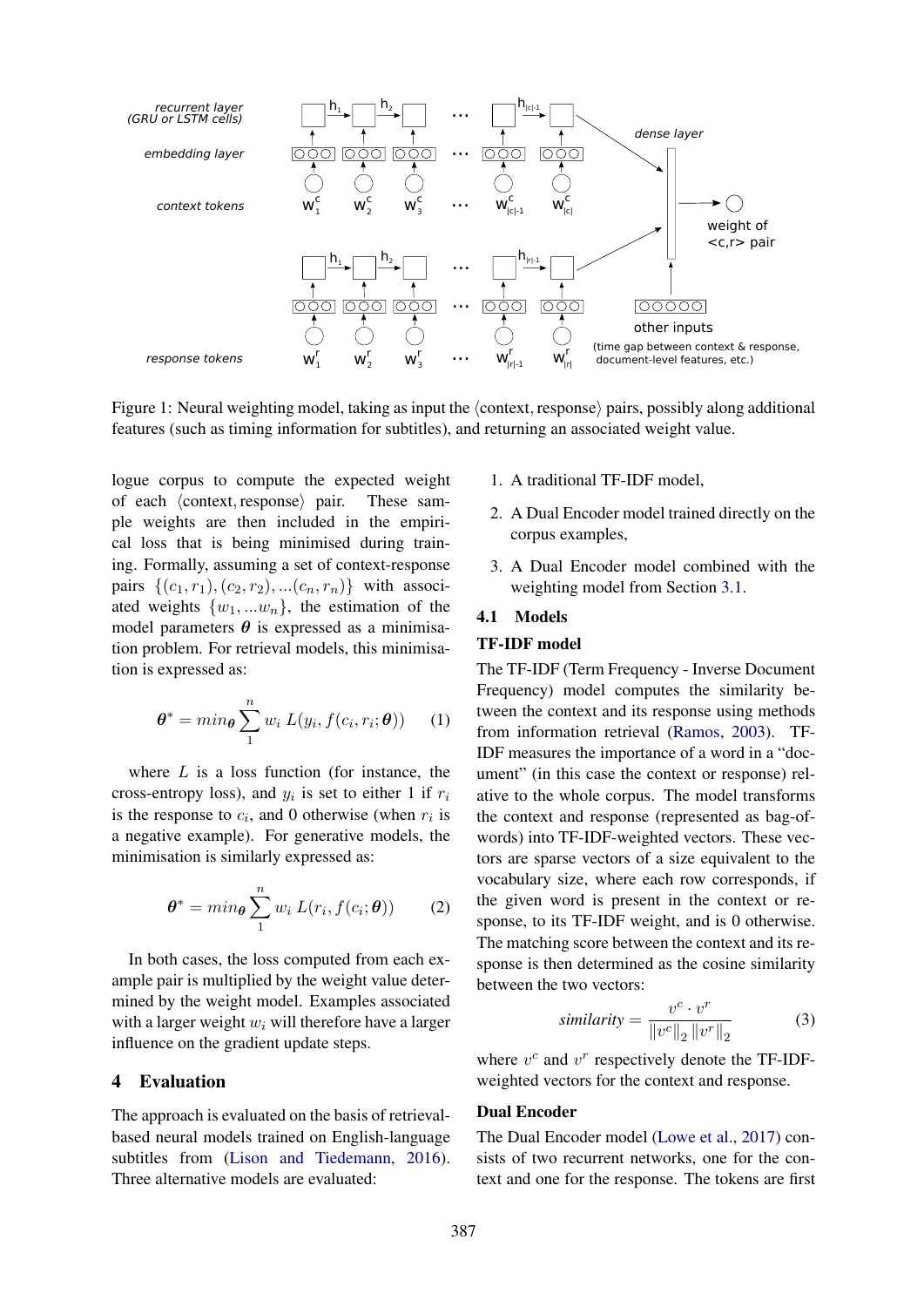Figure 1: Neural weighting model, taking as input the ⟨context, response⟩ pairs, possibly along additional features (such as timing information for subtitles), and returning an associated weight value.

logue corpus to compute the expected weight of each ⟨context, response⟩ pair. These sample weights are then included in the empirical loss that is being minimised during training. Formally, assuming a set of context-response pairs $\{(c_1, r_1), (c_2, r_2), ...(c_n, r_n)\}$ with associated weights $\{w_1, ...w_n\}$, the estimation of the model parameters $\boldsymbol{\theta}$ is expressed as a minimisation problem. For retrieval models, this minimisation is expressed as:

$$\boldsymbol{\theta}^* = min_{\boldsymbol{\theta}} \sum_{1}^{n} w_i \; L(y_i, f(c_i, r_i; \boldsymbol{\theta})) \tag{1}$$

where $L$ is a loss function (for instance, the cross-entropy loss), and $y_i$ is set to either 1 if $r_i$ is the response to $c_i$, and 0 otherwise (when $r_i$ is a negative example). For generative models, the minimisation is similarly expressed as:

$$\boldsymbol{\theta}^* = min_{\boldsymbol{\theta}} \sum_{1}^{n} w_i \; L(r_i, f(c_i; \boldsymbol{\theta})) \tag{2}$$

In both cases, the loss computed from each example pair is multiplied by the weight value determined by the weight model. Examples associated with a larger weight $w_i$ will therefore have a larger influence on the gradient update steps.

# 4 Evaluation

The approach is evaluated on the basis of retrieval-based neural models trained on English-language subtitles from (Lison and Tiedemann, 2016). Three alternative models are evaluated:

1. A traditional TF-IDF model,
2. A Dual Encoder model trained directly on the corpus examples,
3. A Dual Encoder model combined with the weighting model from Section 3.1.

## 4.1 Models

### TF-IDF model

The TF-IDF (Term Frequency - Inverse Document Frequency) model computes the similarity between the context and its response using methods from information retrieval (Ramos, 2003). TF-IDF measures the importance of a word in a "document" (in this case the context or response) relative to the whole corpus. The model transforms the context and response (represented as bag-of-words) into TF-IDF-weighted vectors. These vectors are sparse vectors of a size equivalent to the vocabulary size, where each row corresponds, if the given word is present in the context or response, to its TF-IDF weight, and is 0 otherwise. The matching score between the context and its response is then determined as the cosine similarity between the two vectors:

$$\textit{similarity} = \frac{v^c \cdot v^r}{\left\|v^c\right\|_2 \left\|v^r\right\|_2} \tag{3}$$

where $v^c$ and $v^r$ respectively denote the TF-IDF-weighted vectors for the context and response.

### Dual Encoder

The Dual Encoder model (Lowe et al., 2017) consists of two recurrent networks, one for the context and one for the response. The tokens are first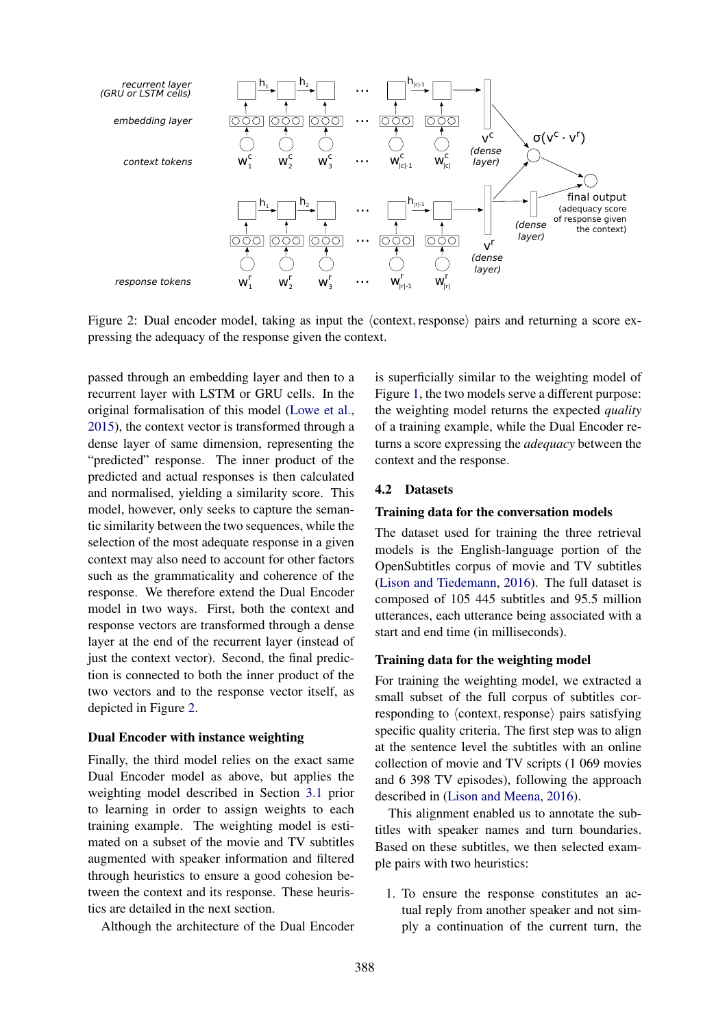Figure 2: Dual encoder model, taking as input the ⟨context, response⟩ pairs and returning a score expressing the adequacy of the response given the context.

passed through an embedding layer and then to a recurrent layer with LSTM or GRU cells. In the original formalisation of this model (Lowe et al., 2015), the context vector is transformed through a dense layer of same dimension, representing the "predicted" response. The inner product of the predicted and actual responses is then calculated and normalised, yielding a similarity score. This model, however, only seeks to capture the semantic similarity between the two sequences, while the selection of the most adequate response in a given context may also need to account for other factors such as the grammaticality and coherence of the response. We therefore extend the Dual Encoder model in two ways. First, both the context and response vectors are transformed through a dense layer at the end of the recurrent layer (instead of just the context vector). Second, the final prediction is connected to both the inner product of the two vectors and to the response vector itself, as depicted in Figure 2.

### Dual Encoder with instance weighting

Finally, the third model relies on the exact same Dual Encoder model as above, but applies the weighting model described in Section 3.1 prior to learning in order to assign weights to each training example. The weighting model is estimated on a subset of the movie and TV subtitles augmented with speaker information and filtered through heuristics to ensure a good cohesion between the context and its response. These heuristics are detailed in the next section.

Although the architecture of the Dual Encoder is superficially similar to the weighting model of Figure 1, the two models serve a different purpose: the weighting model returns the expected *quality* of a training example, while the Dual Encoder returns a score expressing the *adequacy* between the context and the response.

## 4.2 Datasets

### Training data for the conversation models

The dataset used for training the three retrieval models is the English-language portion of the OpenSubtitles corpus of movie and TV subtitles (Lison and Tiedemann, 2016). The full dataset is composed of 105 445 subtitles and 95.5 million utterances, each utterance being associated with a start and end time (in milliseconds).

### Training data for the weighting model

For training the weighting model, we extracted a small subset of the full corpus of subtitles corresponding to ⟨context, response⟩ pairs satisfying specific quality criteria. The first step was to align at the sentence level the subtitles with an online collection of movie and TV scripts (1 069 movies and 6 398 TV episodes), following the approach described in (Lison and Meena, 2016).

This alignment enabled us to annotate the subtitles with speaker names and turn boundaries. Based on these subtitles, we then selected example pairs with two heuristics:

1. To ensure the response constitutes an actual reply from another speaker and not simply a continuation of the current turn, the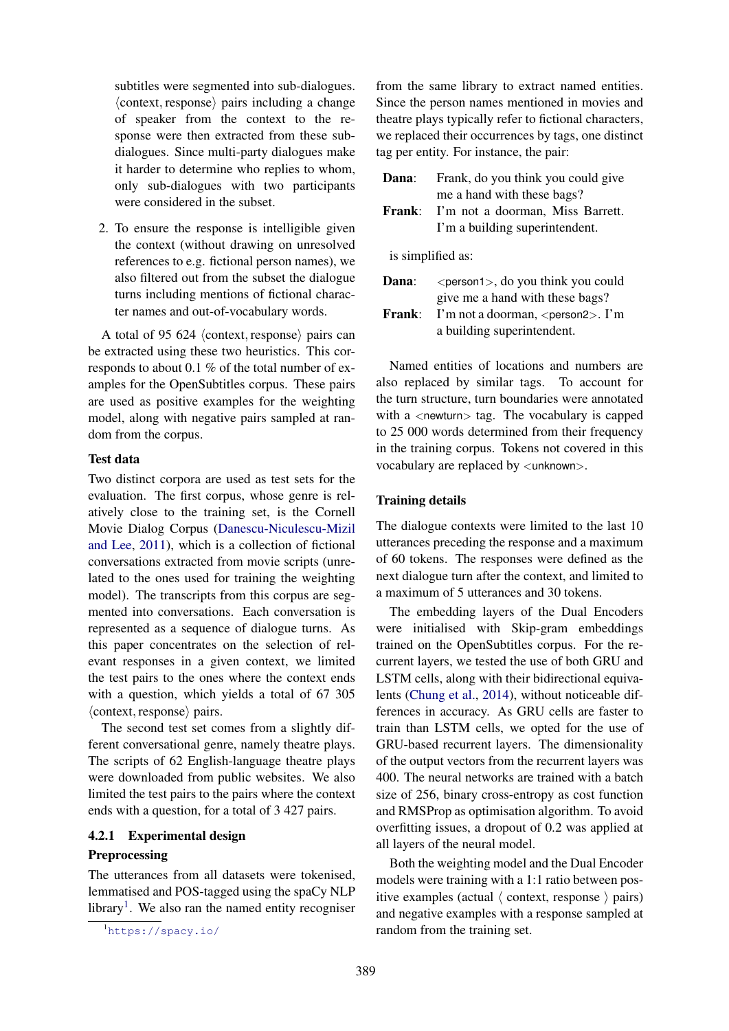subtitles were segmented into sub-dialogues. ⟨context, response⟩ pairs including a change of speaker from the context to the response were then extracted from these sub-dialogues. Since multi-party dialogues make it harder to determine who replies to whom, only sub-dialogues with two participants were considered in the subset.

2. To ensure the response is intelligible given the context (without drawing on unresolved references to e.g. fictional person names), we also filtered out from the subset the dialogue turns including mentions of fictional character names and out-of-vocabulary words.

A total of 95 624 ⟨context, response⟩ pairs can be extracted using these two heuristics. This corresponds to about 0.1 % of the total number of examples for the OpenSubtitles corpus. These pairs are used as positive examples for the weighting model, along with negative pairs sampled at random from the corpus.

**Test data**

Two distinct corpora are used as test sets for the evaluation. The first corpus, whose genre is relatively close to the training set, is the Cornell Movie Dialog Corpus (Danescu-Niculescu-Mizil and Lee, 2011), which is a collection of fictional conversations extracted from movie scripts (unrelated to the ones used for training the weighting model). The transcripts from this corpus are segmented into conversations. Each conversation is represented as a sequence of dialogue turns. As this paper concentrates on the selection of relevant responses in a given context, we limited the test pairs to the ones where the context ends with a question, which yields a total of 67 305 ⟨context, response⟩ pairs.

The second test set comes from a slightly different conversational genre, namely theatre plays. The scripts of 62 English-language theatre plays were downloaded from public websites. We also limited the test pairs to the pairs where the context ends with a question, for a total of 3 427 pairs.

### 4.2.1 Experimental design

**Preprocessing**

The utterances from all datasets were tokenised, lemmatised and POS-tagged using the spaCy NLP library[1]. We also ran the named entity recogniser from the same library to extract named entities. Since the person names mentioned in movies and theatre plays typically refer to fictional characters, we replaced their occurrences by tags, one distinct tag per entity. For instance, the pair:

**Dana**: Frank, do you think you could give me a hand with these bags?
**Frank**: I'm not a doorman, Miss Barrett. I'm a building superintendent.

is simplified as:

**Dana**: <person1>, do you think you could give me a hand with these bags?
**Frank**: I'm not a doorman, <person2>. I'm a building superintendent.

Named entities of locations and numbers are also replaced by similar tags. To account for the turn structure, turn boundaries were annotated with a <newturn> tag. The vocabulary is capped to 25 000 words determined from their frequency in the training corpus. Tokens not covered in this vocabulary are replaced by <unknown>.

**Training details**

The dialogue contexts were limited to the last 10 utterances preceding the response and a maximum of 60 tokens. The responses were defined as the next dialogue turn after the context, and limited to a maximum of 5 utterances and 30 tokens.

The embedding layers of the Dual Encoders were initialised with Skip-gram embeddings trained on the OpenSubtitles corpus. For the recurrent layers, we tested the use of both GRU and LSTM cells, along with their bidirectional equivalents (Chung et al., 2014), without noticeable differences in accuracy. As GRU cells are faster to train than LSTM cells, we opted for the use of GRU-based recurrent layers. The dimensionality of the output vectors from the recurrent layers was 400. The neural networks are trained with a batch size of 256, binary cross-entropy as cost function and RMSProp as optimisation algorithm. To avoid overfitting issues, a dropout of 0.2 was applied at all layers of the neural model.

Both the weighting model and the Dual Encoder models were training with a 1:1 ratio between positive examples (actual ⟨ context, response ⟩ pairs) and negative examples with a response sampled at random from the training set.

[1] https://spacy.io/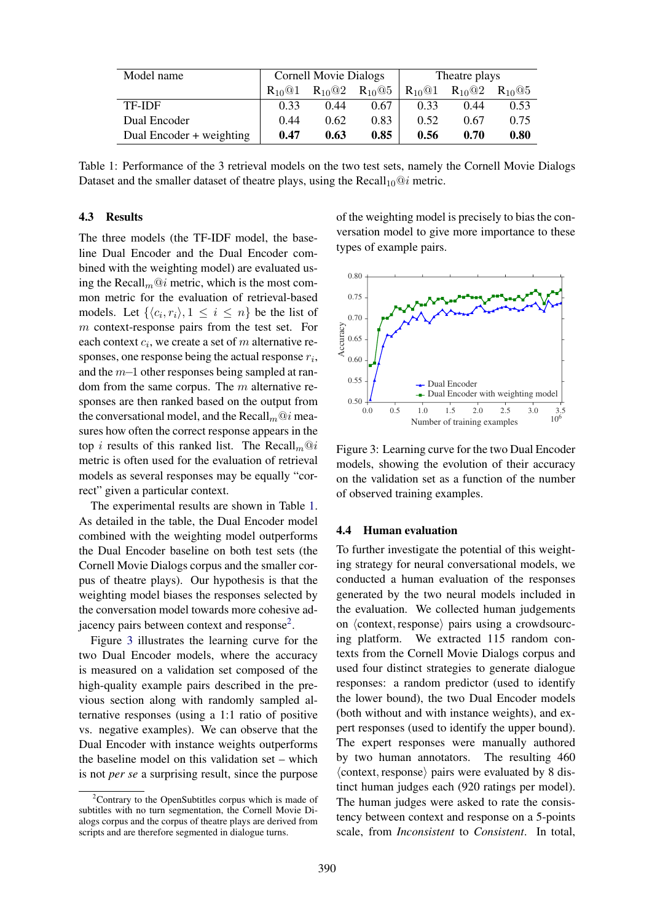| Model name | Cornell Movie Dialogs | | | Theatre plays | | |
|---|---|---|---|---|---|---|
| | $R_{10}@1$ | $R_{10}@2$ | $R_{10}@5$ | $R_{10}@1$ | $R_{10}@2$ | $R_{10}@5$ |
| TF-IDF | 0.33 | 0.44 | 0.67 | 0.33 | 0.44 | 0.53 |
| Dual Encoder | 0.44 | 0.62 | 0.83 | 0.52 | 0.67 | 0.75 |
| Dual Encoder + weighting | **0.47** | **0.63** | **0.85** | **0.56** | **0.70** | **0.80** |

Table 1: Performance of the 3 retrieval models on the two test sets, namely the Cornell Movie Dialogs Dataset and the smaller dataset of theatre plays, using the $\text{Recall}_{10}@i$ metric.

### 4.3 Results

The three models (the TF-IDF model, the baseline Dual Encoder and the Dual Encoder combined with the weighting model) are evaluated using the $\text{Recall}_m@i$ metric, which is the most common metric for the evaluation of retrieval-based models. Let $\{\langle c_i, r_i \rangle, 1 \leq i \leq n\}$ be the list of $m$ context-response pairs from the test set. For each context $c_i$, we create a set of $m$ alternative responses, one response being the actual response $r_i$, and the $m$–1 other responses being sampled at random from the same corpus. The $m$ alternative responses are then ranked based on the output from the conversational model, and the $\text{Recall}_m@i$ measures how often the correct response appears in the top $i$ results of this ranked list. The $\text{Recall}_m@i$ metric is often used for the evaluation of retrieval models as several responses may be equally "correct" given a particular context.

The experimental results are shown in Table 1. As detailed in the table, the Dual Encoder model combined with the weighting model outperforms the Dual Encoder baseline on both test sets (the Cornell Movie Dialogs corpus and the smaller corpus of theatre plays). Our hypothesis is that the weighting model biases the responses selected by the conversation model towards more cohesive adjacency pairs between context and response[2].

Figure 3 illustrates the learning curve for the two Dual Encoder models, where the accuracy is measured on a validation set composed of the high-quality example pairs described in the previous section along with randomly sampled alternative responses (using a 1:1 ratio of positive vs. negative examples). We can observe that the Dual Encoder with instance weights outperforms the baseline model on this validation set – which is not *per se* a surprising result, since the purpose of the weighting model is precisely to bias the conversation model to give more importance to these types of example pairs.

Figure 3: Learning curve for the two Dual Encoder models, showing the evolution of their accuracy on the validation set as a function of the number of observed training examples.

### 4.4 Human evaluation

To further investigate the potential of this weighting strategy for neural conversational models, we conducted a human evaluation of the responses generated by the two neural models included in the evaluation. We collected human judgements on $\langle\text{context}, \text{response}\rangle$ pairs using a crowdsourcing platform. We extracted 115 random contexts from the Cornell Movie Dialogs corpus and used four distinct strategies to generate dialogue responses: a random predictor (used to identify the lower bound), the two Dual Encoder models (both without and with instance weights), and expert responses (used to identify the upper bound). The expert responses were manually authored by two human annotators. The resulting 460 $\langle\text{context}, \text{response}\rangle$ pairs were evaluated by 8 distinct human judges each (920 ratings per model). The human judges were asked to rate the consistency between context and response on a 5-points scale, from *Inconsistent* to *Consistent*. In total,

[2] Contrary to the OpenSubtitles corpus which is made of subtitles with no turn segmentation, the Cornell Movie Dialogs corpus and the corpus of theatre plays are derived from scripts and are therefore segmented in dialogue turns.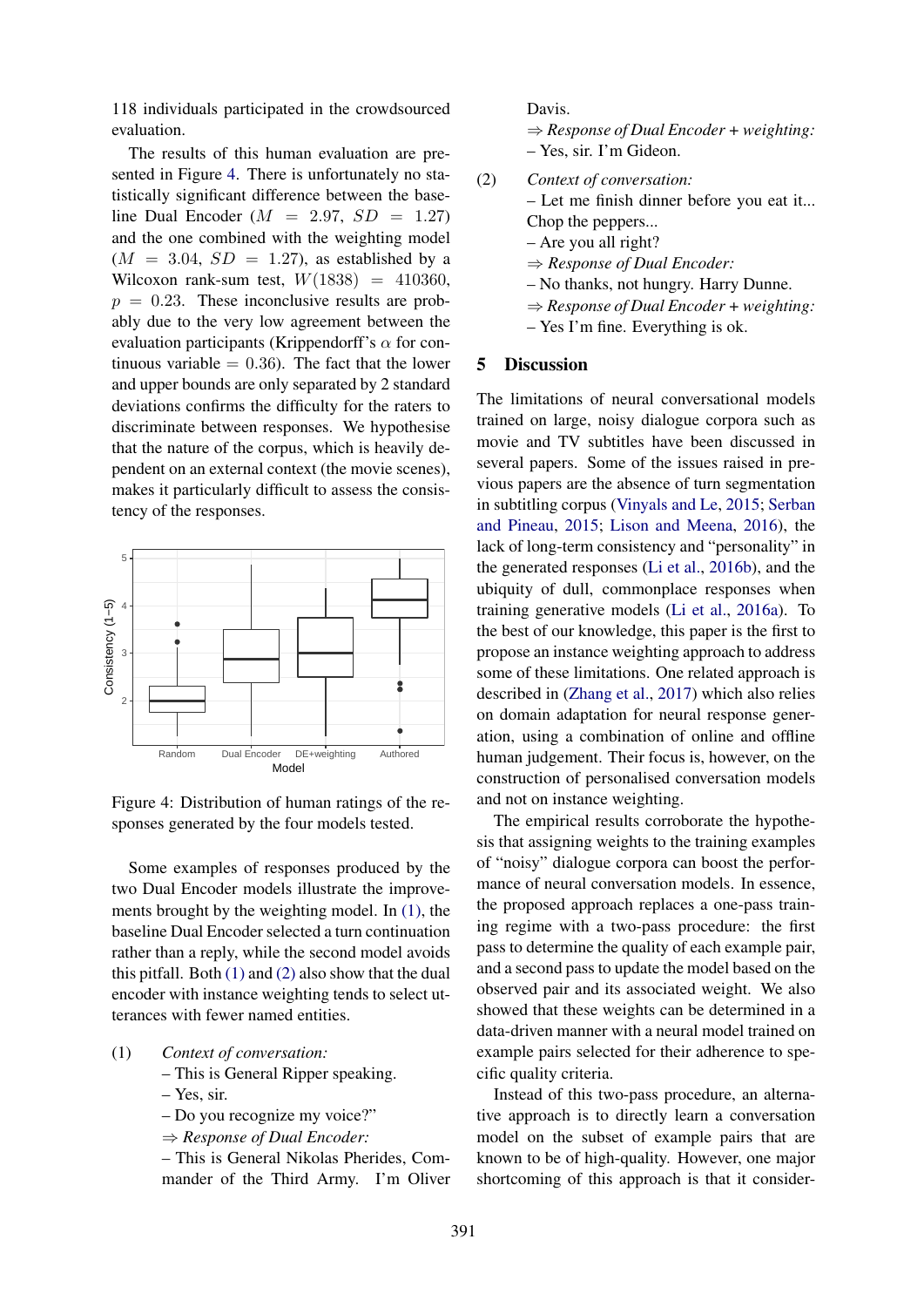118 individuals participated in the crowdsourced evaluation.

The results of this human evaluation are presented in Figure 4. There is unfortunately no statistically significant difference between the baseline Dual Encoder ($M = 2.97$, $SD = 1.27$) and the one combined with the weighting model ($M = 3.04$, $SD = 1.27$), as established by a Wilcoxon rank-sum test, $W(1838) = 410360$, $p = 0.23$. These inconclusive results are probably due to the very low agreement between the evaluation participants (Krippendorff's $\alpha$ for continuous variable $= 0.36$). The fact that the lower and upper bounds are only separated by 2 standard deviations confirms the difficulty for the raters to discriminate between responses. We hypothesise that the nature of the corpus, which is heavily dependent on an external context (the movie scenes), makes it particularly difficult to assess the consistency of the responses.

Figure 4: Distribution of human ratings of the responses generated by the four models tested.

Some examples of responses produced by the two Dual Encoder models illustrate the improvements brought by the weighting model. In (1), the baseline Dual Encoder selected a turn continuation rather than a reply, while the second model avoids this pitfall. Both (1) and (2) also show that the dual encoder with instance weighting tends to select utterances with fewer named entities.

(1) *Context of conversation:*
– This is General Ripper speaking.
– Yes, sir.
– Do you recognize my voice?"
⇒ *Response of Dual Encoder:*
– This is General Nikolas Pherides, Commander of the Third Army. I'm Oliver Davis.
⇒ *Response of Dual Encoder + weighting:*
– Yes, sir. I'm Gideon.

(2) *Context of conversation:*
– Let me finish dinner before you eat it... Chop the peppers...
– Are you all right?
⇒ *Response of Dual Encoder:*
– No thanks, not hungry. Harry Dunne.
⇒ *Response of Dual Encoder + weighting:*
– Yes I'm fine. Everything is ok.

## 5 Discussion

The limitations of neural conversational models trained on large, noisy dialogue corpora such as movie and TV subtitles have been discussed in several papers. Some of the issues raised in previous papers are the absence of turn segmentation in subtitling corpus (Vinyals and Le, 2015; Serban and Pineau, 2015; Lison and Meena, 2016), the lack of long-term consistency and "personality" in the generated responses (Li et al., 2016b), and the ubiquity of dull, commonplace responses when training generative models (Li et al., 2016a). To the best of our knowledge, this paper is the first to propose an instance weighting approach to address some of these limitations. One related approach is described in (Zhang et al., 2017) which also relies on domain adaptation for neural response generation, using a combination of online and offline human judgement. Their focus is, however, on the construction of personalised conversation models and not on instance weighting.

The empirical results corroborate the hypothesis that assigning weights to the training examples of "noisy" dialogue corpora can boost the performance of neural conversation models. In essence, the proposed approach replaces a one-pass training regime with a two-pass procedure: the first pass to determine the quality of each example pair, and a second pass to update the model based on the observed pair and its associated weight. We also showed that these weights can be determined in a data-driven manner with a neural model trained on example pairs selected for their adherence to specific quality criteria.

Instead of this two-pass procedure, an alternative approach is to directly learn a conversation model on the subset of example pairs that are known to be of high-quality. However, one major shortcoming of this approach is that it consider-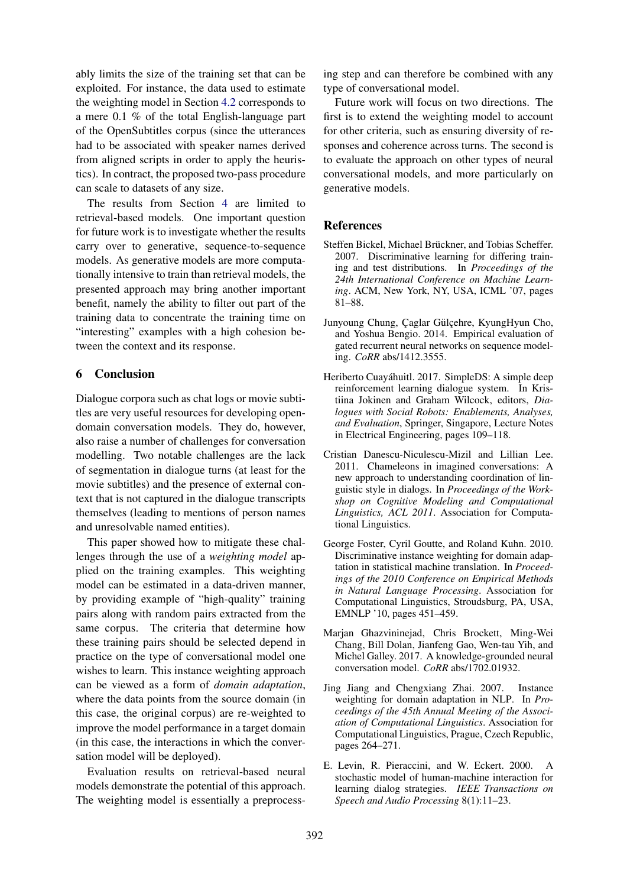ably limits the size of the training set that can be exploited. For instance, the data used to estimate the weighting model in Section 4.2 corresponds to a mere 0.1 % of the total English-language part of the OpenSubtitles corpus (since the utterances had to be associated with speaker names derived from aligned scripts in order to apply the heuristics). In contract, the proposed two-pass procedure can scale to datasets of any size.

The results from Section 4 are limited to retrieval-based models. One important question for future work is to investigate whether the results carry over to generative, sequence-to-sequence models. As generative models are more computationally intensive to train than retrieval models, the presented approach may bring another important benefit, namely the ability to filter out part of the training data to concentrate the training time on "interesting" examples with a high cohesion between the context and its response.

## 6 Conclusion

Dialogue corpora such as chat logs or movie subtitles are very useful resources for developing open-domain conversation models. They do, however, also raise a number of challenges for conversation modelling. Two notable challenges are the lack of segmentation in dialogue turns (at least for the movie subtitles) and the presence of external context that is not captured in the dialogue transcripts themselves (leading to mentions of person names and unresolvable named entities).

This paper showed how to mitigate these challenges through the use of a *weighting model* applied on the training examples. This weighting model can be estimated in a data-driven manner, by providing example of "high-quality" training pairs along with random pairs extracted from the same corpus. The criteria that determine how these training pairs should be selected depend in practice on the type of conversational model one wishes to learn. This instance weighting approach can be viewed as a form of *domain adaptation*, where the data points from the source domain (in this case, the original corpus) are re-weighted to improve the model performance in a target domain (in this case, the interactions in which the conversation model will be deployed).

Evaluation results on retrieval-based neural models demonstrate the potential of this approach. The weighting model is essentially a preprocessing step and can therefore be combined with any type of conversational model.

Future work will focus on two directions. The first is to extend the weighting model to account for other criteria, such as ensuring diversity of responses and coherence across turns. The second is to evaluate the approach on other types of neural conversational models, and more particularly on generative models.

## References

Steffen Bickel, Michael Brückner, and Tobias Scheffer. 2007. Discriminative learning for differing training and test distributions. In *Proceedings of the 24th International Conference on Machine Learning*. ACM, New York, NY, USA, ICML '07, pages 81–88.

Junyoung Chung, Çaglar Gülçehre, KyungHyun Cho, and Yoshua Bengio. 2014. Empirical evaluation of gated recurrent neural networks on sequence modeling. *CoRR* abs/1412.3555.

Heriberto Cuayáhuitl. 2017. SimpleDS: A simple deep reinforcement learning dialogue system. In Kristiina Jokinen and Graham Wilcock, editors, *Dialogues with Social Robots: Enablements, Analyses, and Evaluation*, Springer, Singapore, Lecture Notes in Electrical Engineering, pages 109–118.

Cristian Danescu-Niculescu-Mizil and Lillian Lee. 2011. Chameleons in imagined conversations: A new approach to understanding coordination of linguistic style in dialogs. In *Proceedings of the Workshop on Cognitive Modeling and Computational Linguistics, ACL 2011*. Association for Computational Linguistics.

George Foster, Cyril Goutte, and Roland Kuhn. 2010. Discriminative instance weighting for domain adaptation in statistical machine translation. In *Proceedings of the 2010 Conference on Empirical Methods in Natural Language Processing*. Association for Computational Linguistics, Stroudsburg, PA, USA, EMNLP '10, pages 451–459.

Marjan Ghazvininejad, Chris Brockett, Ming-Wei Chang, Bill Dolan, Jianfeng Gao, Wen-tau Yih, and Michel Galley. 2017. A knowledge-grounded neural conversation model. *CoRR* abs/1702.01932.

Jing Jiang and Chengxiang Zhai. 2007. Instance weighting for domain adaptation in NLP. In *Proceedings of the 45th Annual Meeting of the Association of Computational Linguistics*. Association for Computational Linguistics, Prague, Czech Republic, pages 264–271.

E. Levin, R. Pieraccini, and W. Eckert. 2000. A stochastic model of human-machine interaction for learning dialog strategies. *IEEE Transactions on Speech and Audio Processing* 8(1):11–23.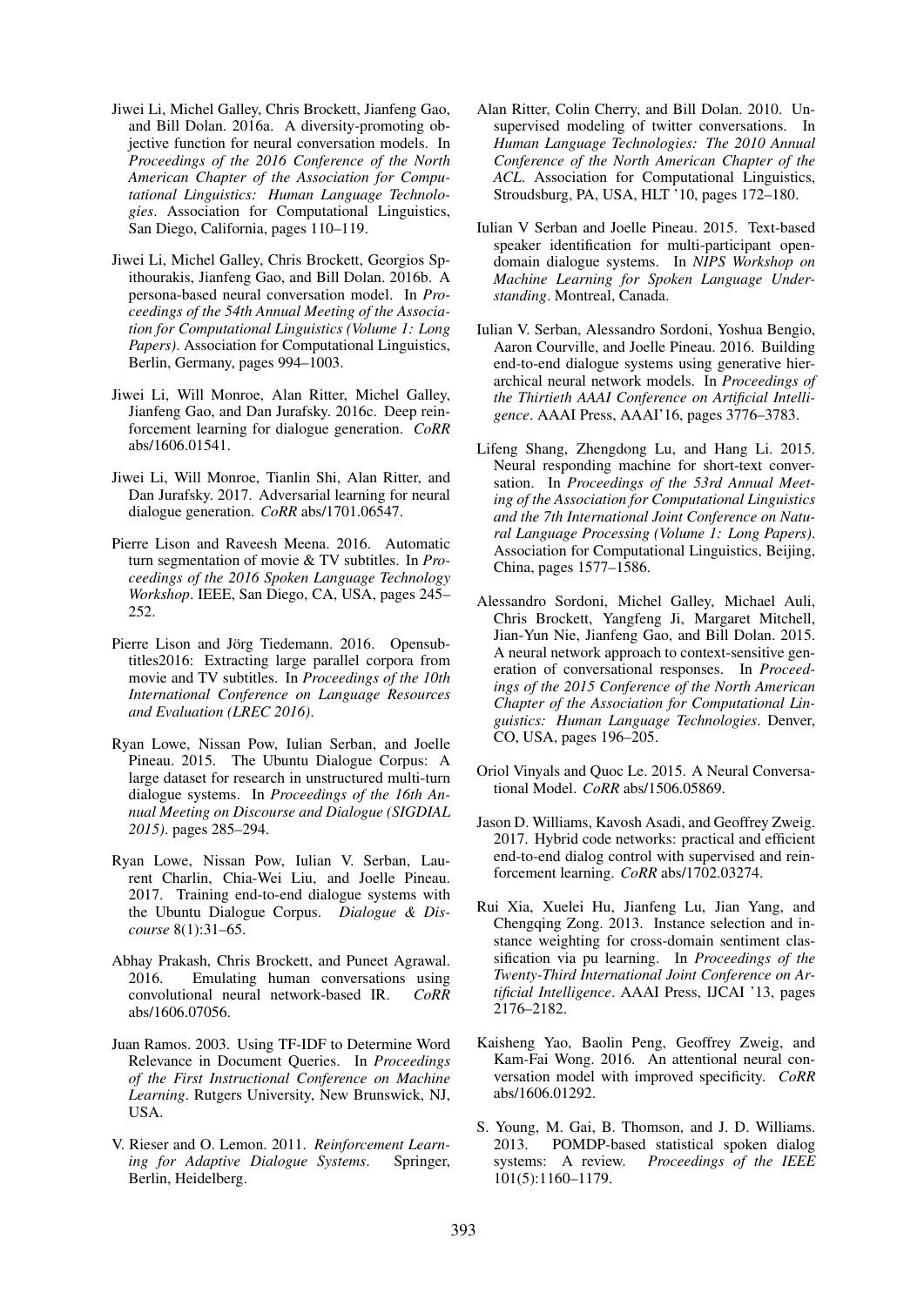Jiwei Li, Michel Galley, Chris Brockett, Jianfeng Gao, and Bill Dolan. 2016a. A diversity-promoting objective function for neural conversation models. In *Proceedings of the 2016 Conference of the North American Chapter of the Association for Computational Linguistics: Human Language Technologies*. Association for Computational Linguistics, San Diego, California, pages 110–119.

Jiwei Li, Michel Galley, Chris Brockett, Georgios Spithourakis, Jianfeng Gao, and Bill Dolan. 2016b. A persona-based neural conversation model. In *Proceedings of the 54th Annual Meeting of the Association for Computational Linguistics (Volume 1: Long Papers)*. Association for Computational Linguistics, Berlin, Germany, pages 994–1003.

Jiwei Li, Will Monroe, Alan Ritter, Michel Galley, Jianfeng Gao, and Dan Jurafsky. 2016c. Deep reinforcement learning for dialogue generation. *CoRR* abs/1606.01541.

Jiwei Li, Will Monroe, Tianlin Shi, Alan Ritter, and Dan Jurafsky. 2017. Adversarial learning for neural dialogue generation. *CoRR* abs/1701.06547.

Pierre Lison and Raveesh Meena. 2016. Automatic turn segmentation of movie & TV subtitles. In *Proceedings of the 2016 Spoken Language Technology Workshop*. IEEE, San Diego, CA, USA, pages 245–252.

Pierre Lison and Jörg Tiedemann. 2016. Opensubtitles2016: Extracting large parallel corpora from movie and TV subtitles. In *Proceedings of the 10th International Conference on Language Resources and Evaluation (LREC 2016)*.

Ryan Lowe, Nissan Pow, Iulian Serban, and Joelle Pineau. 2015. The Ubuntu Dialogue Corpus: A large dataset for research in unstructured multi-turn dialogue systems. In *Proceedings of the 16th Annual Meeting on Discourse and Dialogue (SIGDIAL 2015)*. pages 285–294.

Ryan Lowe, Nissan Pow, Iulian V. Serban, Laurent Charlin, Chia-Wei Liu, and Joelle Pineau. 2017. Training end-to-end dialogue systems with the Ubuntu Dialogue Corpus. *Dialogue & Discourse* 8(1):31–65.

Abhay Prakash, Chris Brockett, and Puneet Agrawal. 2016. Emulating human conversations using convolutional neural network-based IR. *CoRR* abs/1606.07056.

Juan Ramos. 2003. Using TF-IDF to Determine Word Relevance in Document Queries. In *Proceedings of the First Instructional Conference on Machine Learning*. Rutgers University, New Brunswick, NJ, USA.

V. Rieser and O. Lemon. 2011. *Reinforcement Learning for Adaptive Dialogue Systems*. Springer, Berlin, Heidelberg.

Alan Ritter, Colin Cherry, and Bill Dolan. 2010. Unsupervised modeling of twitter conversations. In *Human Language Technologies: The 2010 Annual Conference of the North American Chapter of the ACL*. Association for Computational Linguistics, Stroudsburg, PA, USA, HLT '10, pages 172–180.

Iulian V Serban and Joelle Pineau. 2015. Text-based speaker identification for multi-participant open-domain dialogue systems. In *NIPS Workshop on Machine Learning for Spoken Language Understanding*. Montreal, Canada.

Iulian V. Serban, Alessandro Sordoni, Yoshua Bengio, Aaron Courville, and Joelle Pineau. 2016. Building end-to-end dialogue systems using generative hierarchical neural network models. In *Proceedings of the Thirtieth AAAI Conference on Artificial Intelligence*. AAAI Press, AAAI'16, pages 3776–3783.

Lifeng Shang, Zhengdong Lu, and Hang Li. 2015. Neural responding machine for short-text conversation. In *Proceedings of the 53rd Annual Meeting of the Association for Computational Linguistics and the 7th International Joint Conference on Natural Language Processing (Volume 1: Long Papers)*. Association for Computational Linguistics, Beijing, China, pages 1577–1586.

Alessandro Sordoni, Michel Galley, Michael Auli, Chris Brockett, Yangfeng Ji, Margaret Mitchell, Jian-Yun Nie, Jianfeng Gao, and Bill Dolan. 2015. A neural network approach to context-sensitive generation of conversational responses. In *Proceedings of the 2015 Conference of the North American Chapter of the Association for Computational Linguistics: Human Language Technologies*. Denver, CO, USA, pages 196–205.

Oriol Vinyals and Quoc Le. 2015. A Neural Conversational Model. *CoRR* abs/1506.05869.

Jason D. Williams, Kavosh Asadi, and Geoffrey Zweig. 2017. Hybrid code networks: practical and efficient end-to-end dialog control with supervised and reinforcement learning. *CoRR* abs/1702.03274.

Rui Xia, Xuelei Hu, Jianfeng Lu, Jian Yang, and Chengqing Zong. 2013. Instance selection and instance weighting for cross-domain sentiment classification via pu learning. In *Proceedings of the Twenty-Third International Joint Conference on Artificial Intelligence*. AAAI Press, IJCAI '13, pages 2176–2182.

Kaisheng Yao, Baolin Peng, Geoffrey Zweig, and Kam-Fai Wong. 2016. An attentional neural conversation model with improved specificity. *CoRR* abs/1606.01292.

S. Young, M. Gai, B. Thomson, and J. D. Williams. 2013. POMDP-based statistical spoken dialog systems: A review. *Proceedings of the IEEE* 101(5):1160–1179.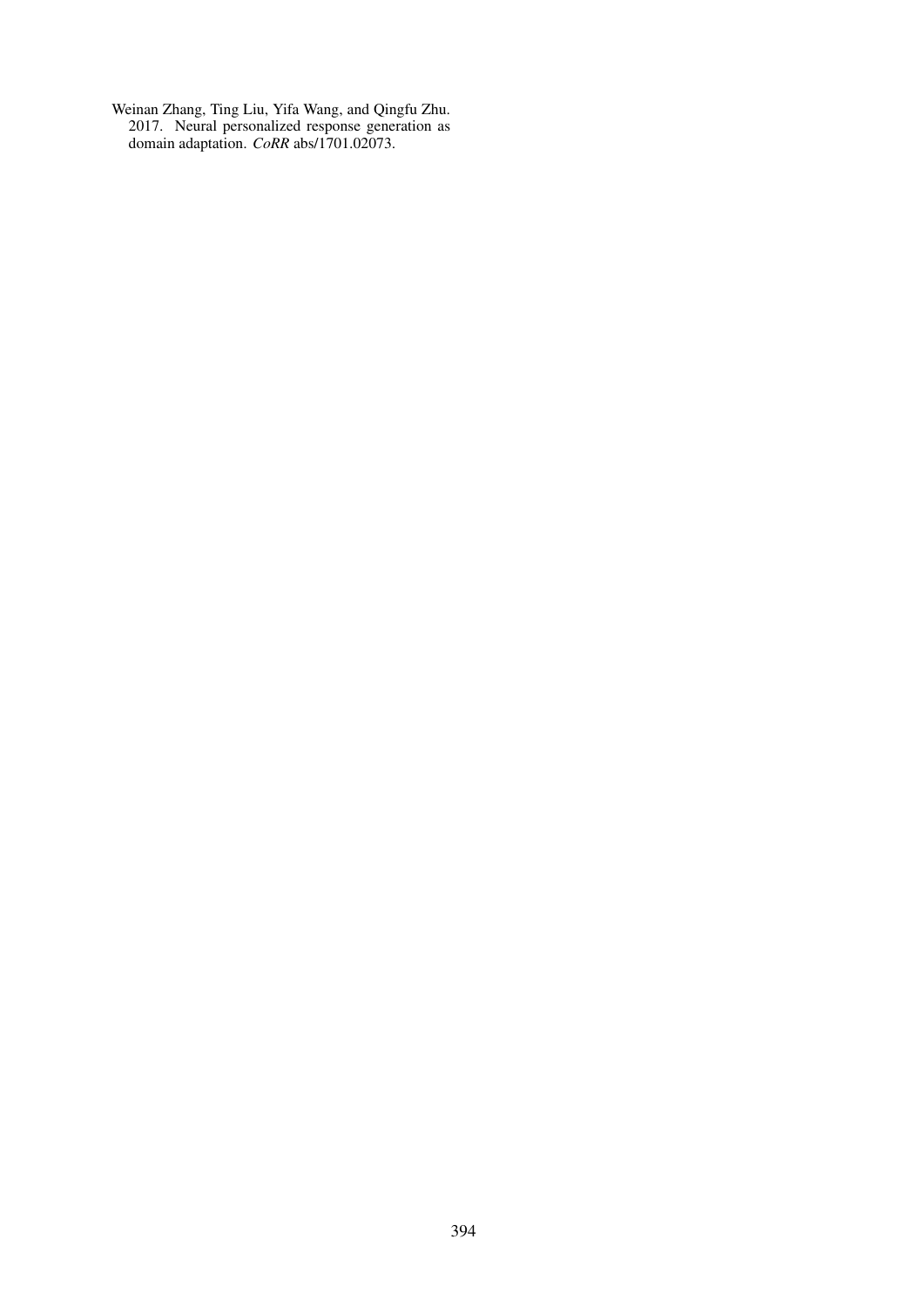Weinan Zhang, Ting Liu, Yifa Wang, and Qingfu Zhu. 2017. Neural personalized response generation as domain adaptation. *CoRR* abs/1701.02073.